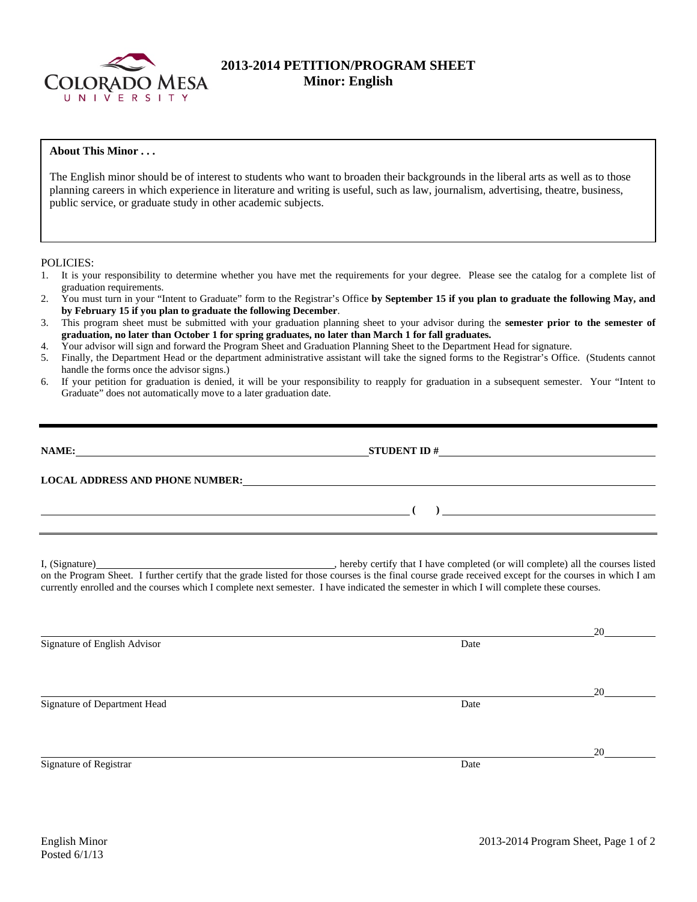# 2013-2014 PETITION/PROGRAM SHEET

## Minor: English

**About This Minor . . .**

The English minor should be of interest to students who want to broaden their backgrounds in the liberal arts as well as to those planning careers in which experience in literature and writing is useful, such as law, journalism, advertising, theatre, business, public service, or graduate study in other academic subjects.

POLICIES:

1. It is your responsibility to determine whether you have met the requirements for your degree. Please see the catalog for a complete list of graduation requirements.
2. You must turn in your "Intent to Graduate" form to the Registrar's Office **by September 15 if you plan to graduate the following May, and by February 15 if you plan to graduate the following December**.
3. This program sheet must be submitted with your graduation planning sheet to your advisor during the **semester prior to the semester of graduation, no later than October 1 for spring graduates, no later than March 1 for fall graduates.**
4. Your advisor will sign and forward the Program Sheet and Graduation Planning Sheet to the Department Head for signature.
5. Finally, the Department Head or the department administrative assistant will take the signed forms to the Registrar's Office. (Students cannot handle the forms once the advisor signs.)
6. If your petition for graduation is denied, it will be your responsibility to reapply for graduation in a subsequent semester. Your "Intent to Graduate" does not automatically move to a later graduation date.

---

**NAME:** ______________________________ **STUDENT ID #** ______________________________

**LOCAL ADDRESS AND PHONE NUMBER:** ______________________________

______________________________ **( )** ______________________________

---

I, (Signature)______________________________, hereby certify that I have completed (or will complete) all the courses listed on the Program Sheet. I further certify that the grade listed for those courses is the final course grade received except for the courses in which I am currently enrolled and the courses which I complete next semester. I have indicated the semester in which I will complete these courses.

______________________________ 20______
Signature of English Advisor Date

______________________________ 20______
Signature of Department Head Date

______________________________ 20______
Signature of Registrar Date

English Minor
Posted 6/1/13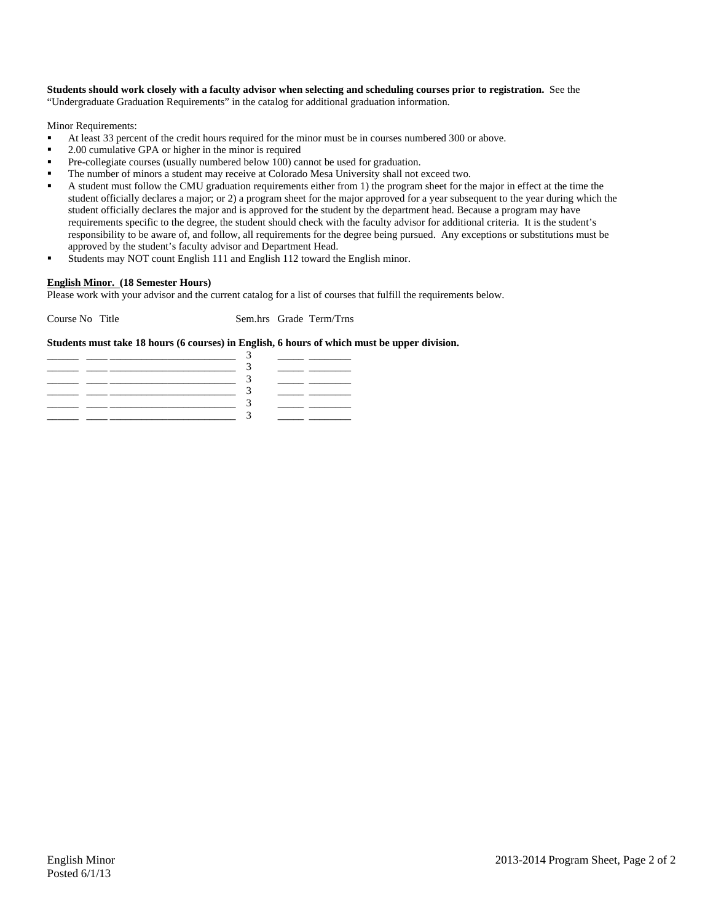**Students should work closely with a faculty advisor when selecting and scheduling courses prior to registration.** See the "Undergraduate Graduation Requirements" in the catalog for additional graduation information.

Minor Requirements:

- At least 33 percent of the credit hours required for the minor must be in courses numbered 300 or above.
- 2.00 cumulative GPA or higher in the minor is required
- Pre-collegiate courses (usually numbered below 100) cannot be used for graduation.
- The number of minors a student may receive at Colorado Mesa University shall not exceed two.
- A student must follow the CMU graduation requirements either from 1) the program sheet for the major in effect at the time the student officially declares a major; or 2) a program sheet for the major approved for a year subsequent to the year during which the student officially declares the major and is approved for the student by the department head. Because a program may have requirements specific to the degree, the student should check with the faculty advisor for additional criteria. It is the student's responsibility to be aware of, and follow, all requirements for the degree being pursued. Any exceptions or substitutions must be approved by the student's faculty advisor and Department Head.
- Students may NOT count English 111 and English 112 toward the English minor.

**English Minor. (18 Semester Hours)**

Please work with your advisor and the current catalog for a list of courses that fulfill the requirements below.

**Students must take 18 hours (6 courses) in English, 6 hours of which must be upper division.**

| Course No | | Title | Sem.hrs | Grade | Term/Trns |
|---|---|---|---|---|---|
| ______ | ____ | ________________________ | 3 | _____ | ________ |
| ______ | ____ | ________________________ | 3 | _____ | ________ |
| ______ | ____ | ________________________ | 3 | _____ | ________ |
| ______ | ____ | ________________________ | 3 | _____ | ________ |
| ______ | ____ | ________________________ | 3 | _____ | ________ |
| ______ | ____ | ________________________ | 3 | _____ | ________ |

English Minor
Posted 6/1/13